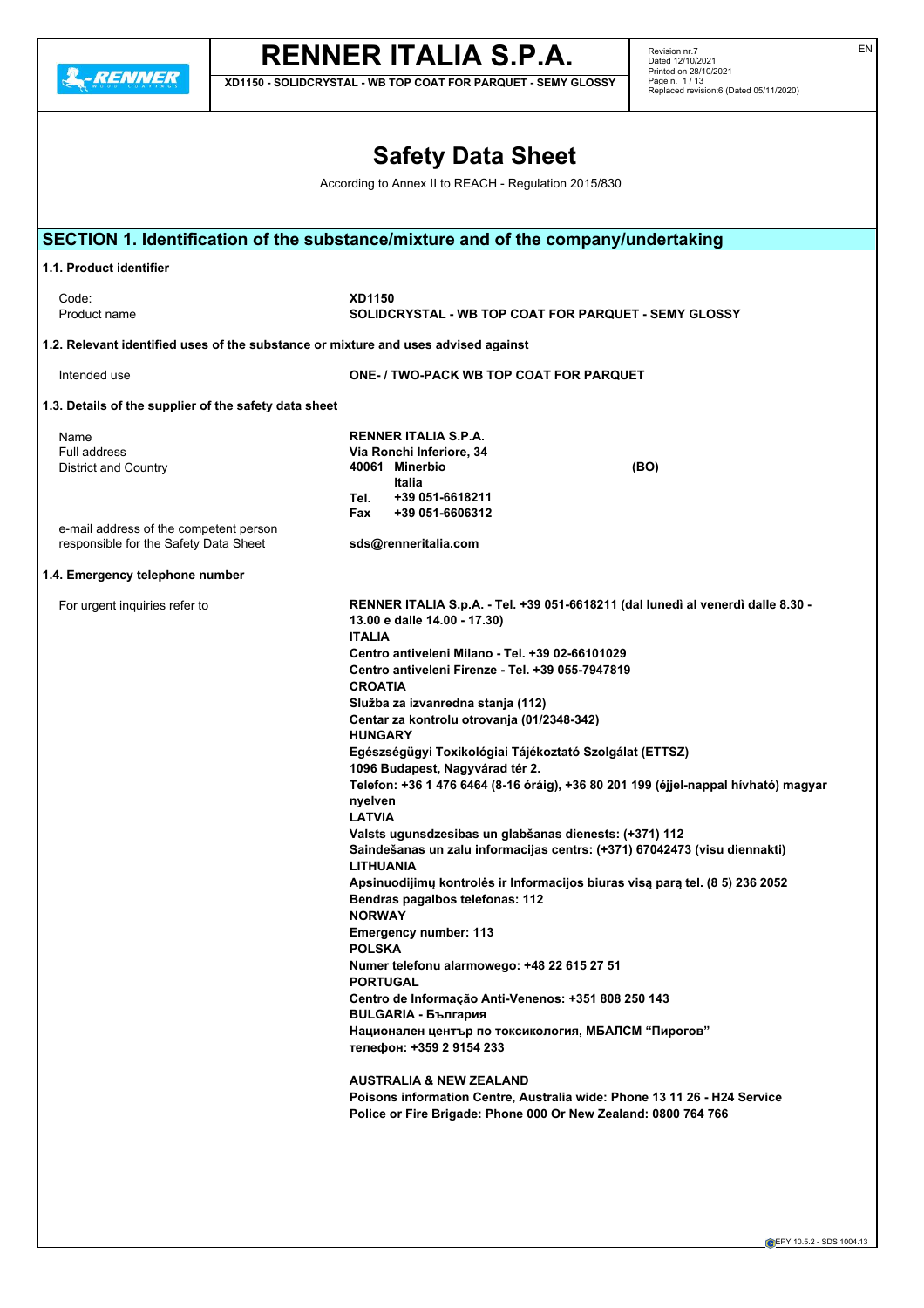# Safety Data Sheet

According to Annex II to REACH - Regulation 2015/830

## SECTION 1. Identification of the substance/mixture and of the company/undertaking

### 1.1. Product identifier

| | |
|---|---|
| Code: | **XD1150** |
| Product name | **SOLIDCRYSTAL - WB TOP COAT FOR PARQUET - SEMY GLOSSY** |

### 1.2. Relevant identified uses of the substance or mixture and uses advised against

| | |
|---|---|
| Intended use | **ONE- / TWO-PACK WB TOP COAT FOR PARQUET** |

### 1.3. Details of the supplier of the safety data sheet

| | |
|---|---|
| Name | **RENNER ITALIA S.P.A.** |
| Full address | **Via Ronchi Inferiore, 34** |
| District and Country | **40061 Minerbio (BO)** **Italia** |
| | **Tel. +39 051-6618211** |
| | **Fax +39 051-6606312** |
| e-mail address of the competent person responsible for the Safety Data Sheet | **sds@renneritalia.com** |

### 1.4. Emergency telephone number

For urgent inquiries refer to

**RENNER ITALIA S.p.A. - Tel. +39 051-6618211 (dal lunedì al venerdì dalle 8.30 - 13.00 e dalle 14.00 - 17.30)**
**ITALIA**
**Centro antiveleni Milano - Tel. +39 02-66101029**
**Centro antiveleni Firenze - Tel. +39 055-7947819**
**CROATIA**
**Služba za izvanredna stanja (112)**
**Centar za kontrolu otrovanja (01/2348-342)**
**HUNGARY**
**Egészségügyi Toxikológiai Tájékoztató Szolgálat (ETTSZ)**
**1096 Budapest, Nagyvárad tér 2.**
**Telefon: +36 1 476 6464 (8-16 óráig), +36 80 201 199 (éjjel-nappal hívható) magyar nyelven**
**LATVIA**
**Valsts ugunsdzesibas un glabšanas dienests: (+371) 112**
**Saindešanas un zalu informacijas centrs: (+371) 67042473 (visu diennakti)**
**LITHUANIA**
**Apsinuodijimų kontrolės ir Informacijos biuras visą parą tel. (8 5) 236 2052**
**Bendras pagalbos telefonas: 112**
**NORWAY**
**Emergency number: 113**
**POLSKA**
**Numer telefonu alarmowego: +48 22 615 27 51**
**PORTUGAL**
**Centro de Informação Anti-Venenos: +351 808 250 143**
**BULGARIA - България**
**Национален център по токсикология, МБАЛСМ "Пирогов"**
**телефон: +359 2 9154 233**

**AUSTRALIA & NEW ZEALAND**
**Poisons information Centre, Australia wide: Phone 13 11 26 - H24 Service**
**Police or Fire Brigade: Phone 000 Or New Zealand: 0800 764 766**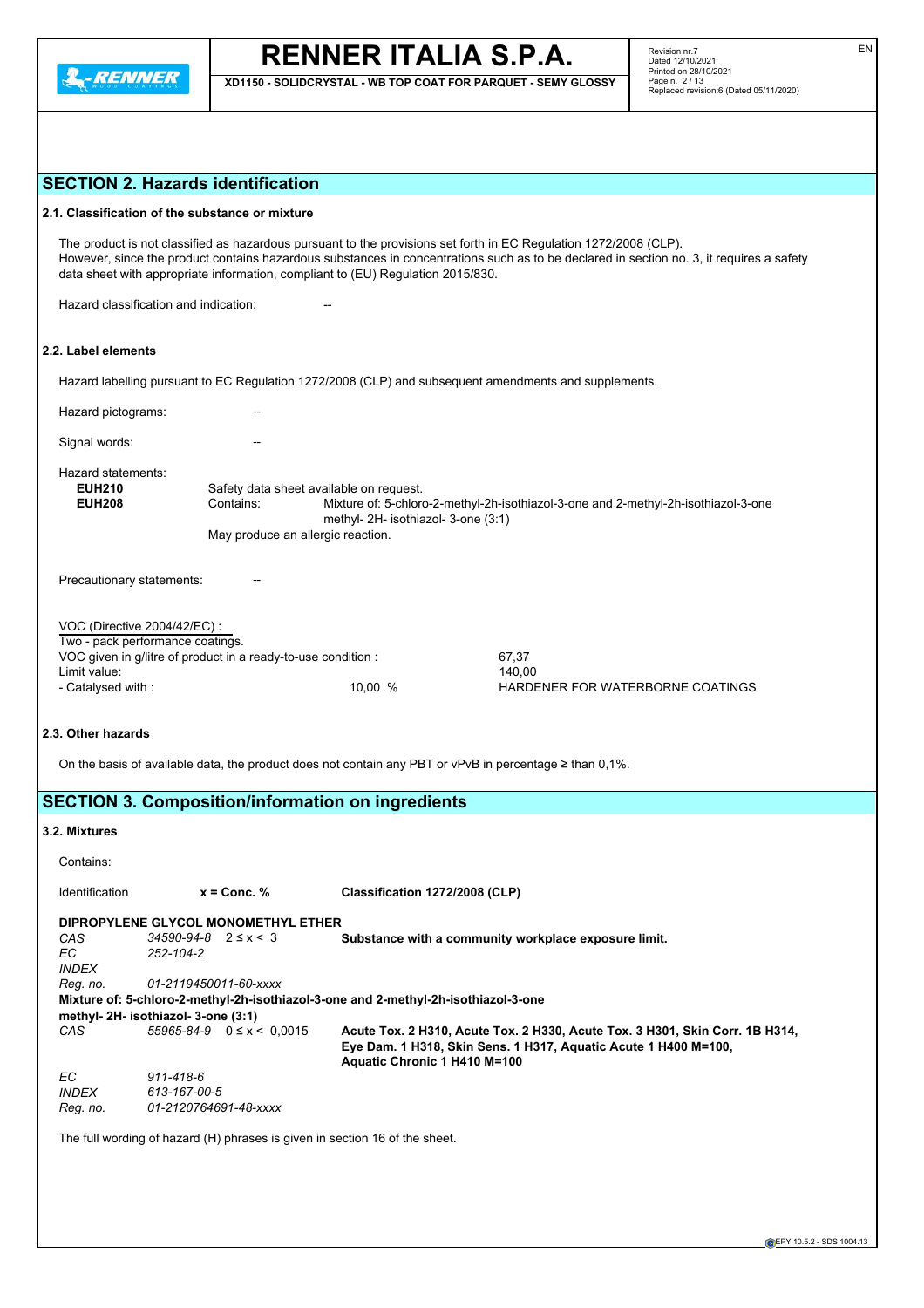## SECTION 2. Hazards identification

### 2.1. Classification of the substance or mixture

The product is not classified as hazardous pursuant to the provisions set forth in EC Regulation 1272/2008 (CLP).
However, since the product contains hazardous substances in concentrations such as to be declared in section no. 3, it requires a safety data sheet with appropriate information, compliant to (EU) Regulation 2015/830.

Hazard classification and indication: --

### 2.2. Label elements

Hazard labelling pursuant to EC Regulation 1272/2008 (CLP) and subsequent amendments and supplements.

Hazard pictograms: --

Signal words: --

Hazard statements:

**EUH210** Safety data sheet available on request.
**EUH208** Contains: Mixture of: 5-chloro-2-methyl-2h-isothiazol-3-one and 2-methyl-2h-isothiazol-3-one methyl- 2H- isothiazol- 3-one (3:1)
May produce an allergic reaction.

Precautionary statements: --

VOC (Directive 2004/42/EC) :
Two - pack performance coatings.
VOC given in g/litre of product in a ready-to-use condition : 67,37
Limit value: 140,00
- Catalysed with : 10,00 % HARDENER FOR WATERBORNE COATINGS

### 2.3. Other hazards

On the basis of available data, the product does not contain any PBT or vPvB in percentage ≥ than 0,1%.

## SECTION 3. Composition/information on ingredients

### 3.2. Mixtures

Contains:

| Identification | | x = Conc. % | Classification 1272/2008 (CLP) |
|---|---|---|---|
| **DIPROPYLENE GLYCOL MONOMETHYL ETHER** | | | |
| *CAS* | *34590-94-8* | 2 ≤ x < 3 | **Substance with a community workplace exposure limit.** |
| *EC* | *252-104-2* | | |
| *INDEX* | | | |
| *Reg. no.* | *01-2119450011-60-xxxx* | | |
| **Mixture of: 5-chloro-2-methyl-2h-isothiazol-3-one and 2-methyl-2h-isothiazol-3-one methyl- 2H- isothiazol- 3-one (3:1)** | | | |
| *CAS* | *55965-84-9* | 0 ≤ x < 0,0015 | **Acute Tox. 2 H310, Acute Tox. 2 H330, Acute Tox. 3 H301, Skin Corr. 1B H314, Eye Dam. 1 H318, Skin Sens. 1 H317, Aquatic Acute 1 H400 M=100, Aquatic Chronic 1 H410 M=100** |
| *EC* | *911-418-6* | | |
| *INDEX* | *613-167-00-5* | | |
| *Reg. no.* | *01-2120764691-48-xxxx* | | |

The full wording of hazard (H) phrases is given in section 16 of the sheet.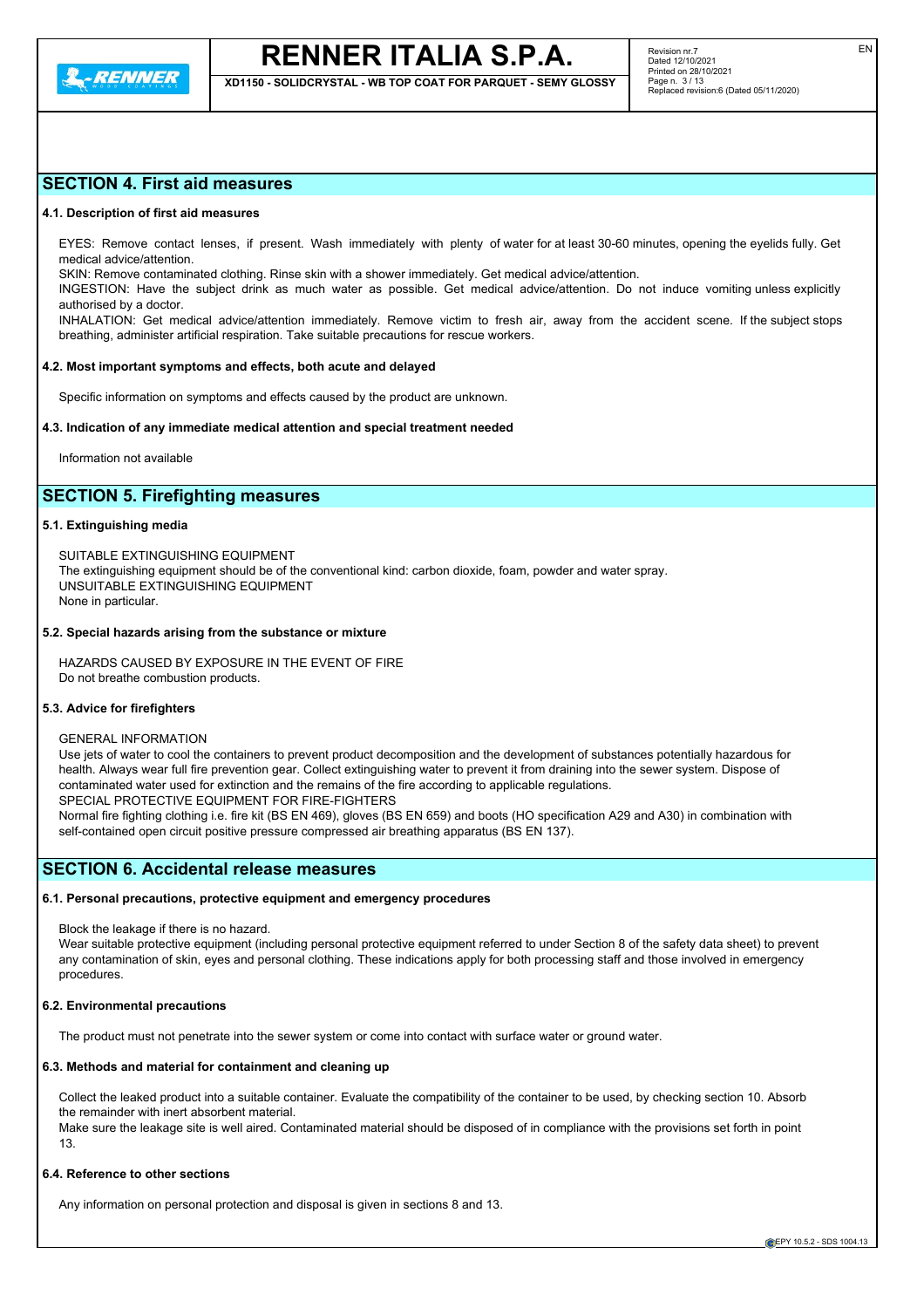## SECTION 4. First aid measures

### 4.1. Description of first aid measures

EYES: Remove contact lenses, if present. Wash immediately with plenty of water for at least 30-60 minutes, opening the eyelids fully. Get medical advice/attention.

SKIN: Remove contaminated clothing. Rinse skin with a shower immediately. Get medical advice/attention.

INGESTION: Have the subject drink as much water as possible. Get medical advice/attention. Do not induce vomiting unless explicitly authorised by a doctor.

INHALATION: Get medical advice/attention immediately. Remove victim to fresh air, away from the accident scene. If the subject stops breathing, administer artificial respiration. Take suitable precautions for rescue workers.

### 4.2. Most important symptoms and effects, both acute and delayed

Specific information on symptoms and effects caused by the product are unknown.

### 4.3. Indication of any immediate medical attention and special treatment needed

Information not available

## SECTION 5. Firefighting measures

### 5.1. Extinguishing media

SUITABLE EXTINGUISHING EQUIPMENT
The extinguishing equipment should be of the conventional kind: carbon dioxide, foam, powder and water spray.
UNSUITABLE EXTINGUISHING EQUIPMENT
None in particular.

### 5.2. Special hazards arising from the substance or mixture

HAZARDS CAUSED BY EXPOSURE IN THE EVENT OF FIRE
Do not breathe combustion products.

### 5.3. Advice for firefighters

GENERAL INFORMATION
Use jets of water to cool the containers to prevent product decomposition and the development of substances potentially hazardous for health. Always wear full fire prevention gear. Collect extinguishing water to prevent it from draining into the sewer system. Dispose of contaminated water used for extinction and the remains of the fire according to applicable regulations.
SPECIAL PROTECTIVE EQUIPMENT FOR FIRE-FIGHTERS
Normal fire fighting clothing i.e. fire kit (BS EN 469), gloves (BS EN 659) and boots (HO specification A29 and A30) in combination with self-contained open circuit positive pressure compressed air breathing apparatus (BS EN 137).

## SECTION 6. Accidental release measures

### 6.1. Personal precautions, protective equipment and emergency procedures

Block the leakage if there is no hazard.
Wear suitable protective equipment (including personal protective equipment referred to under Section 8 of the safety data sheet) to prevent any contamination of skin, eyes and personal clothing. These indications apply for both processing staff and those involved in emergency procedures.

### 6.2. Environmental precautions

The product must not penetrate into the sewer system or come into contact with surface water or ground water.

### 6.3. Methods and material for containment and cleaning up

Collect the leaked product into a suitable container. Evaluate the compatibility of the container to be used, by checking section 10. Absorb the remainder with inert absorbent material.
Make sure the leakage site is well aired. Contaminated material should be disposed of in compliance with the provisions set forth in point 13.

### 6.4. Reference to other sections

Any information on personal protection and disposal is given in sections 8 and 13.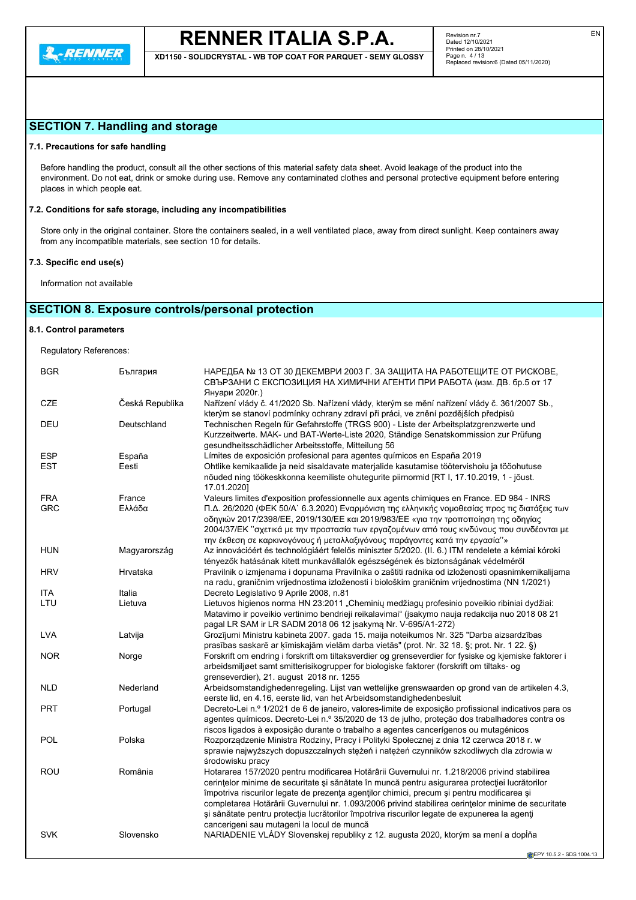## SECTION 7. Handling and storage

### 7.1. Precautions for safe handling

Before handling the product, consult all the other sections of this material safety data sheet. Avoid leakage of the product into the environment. Do not eat, drink or smoke during use. Remove any contaminated clothes and personal protective equipment before entering places in which people eat.

### 7.2. Conditions for safe storage, including any incompatibilities

Store only in the original container. Store the containers sealed, in a well ventilated place, away from direct sunlight. Keep containers away from any incompatible materials, see section 10 for details.

### 7.3. Specific end use(s)

Information not available

## SECTION 8. Exposure controls/personal protection

### 8.1. Control parameters

Regulatory References:

| | | |
|---|---|---|
| BGR | България | НАРЕДБА № 13 ОТ 30 ДЕКЕМВРИ 2003 Г. ЗА ЗАЩИТА НА РАБОТЕЩИТЕ ОТ РИСКОВЕ, СВЪРЗАНИ С ЕКСПОЗИЦИЯ НА ХИМИЧНИ АГЕНТИ ПРИ РАБОТА (изм. ДВ. бр.5 от 17 Януари 2020г.) |
| CZE | Česká Republika | Nařízení vlády č. 41/2020 Sb. Nařízení vlády, kterým se mění nařízení vlády č. 361/2007 Sb., kterým se stanoví podmínky ochrany zdraví při práci, ve znění pozdějších předpisů |
| DEU | Deutschland | Technischen Regeln für Gefahrstoffe (TRGS 900) - Liste der Arbeitsplatzgrenzwerte und Kurzzeitwerte. MAK- und BAT-Werte-Liste 2020, Ständige Senatskommission zur Prüfung gesundheitsschädlicher Arbeitsstoffe, Mitteilung 56 |
| ESP | España | Límites de exposición profesional para agentes químicos en España 2019 |
| EST | Eesti | Ohtlike kemikaalide ja neid sisaldavate materjalide kasutamise töötervishoiu ja tööohutuse nõuded ning töökeskkonna keemiliste ohutegurite piirnormid [RT I, 17.10.2019, 1 - jõust. 17.01.2020] |
| FRA | France | Valeurs limites d'exposition professionnelle aux agents chimiques en France. ED 984 - INRS |
| GRC | Ελλάδα | Π.Δ. 26/2020 (ΦΕΚ 50/Α` 6.3.2020) Εναρμόνιση της ελληνικής νομοθεσίας προς τις διατάξεις των οδηγιών 2017/2398/ΕΕ, 2019/130/ΕΕ και 2019/983/ΕΕ «για την τροποποίηση της οδηγίας 2004/37/ΕΚ "σχετικά με την προστασία των εργαζομένων από τους κινδύνους που συνδέονται με την έκθεση σε καρκινογόνους ή μεταλλαξιγόνους παράγοντες κατά την εργασία"» |
| HUN | Magyarország | Az innovációért és technológiáért felelős miniszter 5/2020. (II. 6.) ITM rendelete a kémiai kóroki tényezők hatásának kitett munkavállalók egészségének és biztonságának védelméről |
| HRV | Hrvatska | Pravilnik o izmjenama i dopunama Pravilnika o zaštiti radnika od izloženosti opasnimkemikalijama na radu, graničnim vrijednostima izloženosti i biološkim graničnim vrijednostima (NN 1/2021) |
| ITA | Italia | Decreto Legislativo 9 Aprile 2008, n.81 |
| LTU | Lietuva | Lietuvos higienos norma HN 23:2011 „Cheminių medžiagų profesinio poveikio ribiniai dydžiai: Matavimo ir poveikio vertinimo bendrieji reikalavimai" (įsakymo nauja redakcija nuo 2018 08 21 pagal LR SAM ir LR SADM 2018 06 12 įsakymą Nr. V-695/A1-272) |
| LVA | Latvija | Grozījumi Ministru kabineta 2007. gada 15. maija noteikumos Nr. 325 "Darba aizsardzības prasības saskarē ar ķīmiskajām vielām darba vietās" (prot. Nr. 32 18. §; prot. Nr. 1 22. §) |
| NOR | Norge | Forskrift om endring i forskrift om tiltaksverdier og grenseverdier for fysiske og kjemiske faktorer i arbeidsmiljøet samt smitterisikogrupper for biologiske faktorer (forskrift om tiltaks- og grenseverdier), 21. august 2018 nr. 1255 |
| NLD | Nederland | Arbeidsomstandighedenregeling. Lijst van wettelijke grenswaarden op grond van de artikelen 4.3, eerste lid, en 4.16, eerste lid, van het Arbeidsomstandighedenbesluit |
| PRT | Portugal | Decreto-Lei n.º 1/2021 de 6 de janeiro, valores-limite de exposição profissional indicativos para os agentes químicos. Decreto-Lei n.º 35/2020 de 13 de julho, proteção dos trabalhadores contra os riscos ligados à exposição durante o trabalho a agentes cancerígenos ou mutagénicos |
| POL | Polska | Rozporządzenie Ministra Rodziny, Pracy i Polityki Społecznej z dnia 12 czerwca 2018 r. w sprawie najwyższych dopuszczalnych stężeń i natężeń czynników szkodliwych dla zdrowia w środowisku pracy |
| ROU | România | Hotararea 157/2020 pentru modificarea Hotărârii Guvernului nr. 1.218/2006 privind stabilirea cerinţelor minime de securitate şi sănătate în muncă pentru asigurarea protecţiei lucrătorilor împotriva riscurilor legate de prezenţa agenţilor chimici, precum şi pentru modificarea şi completarea Hotărârii Guvernului nr. 1.093/2006 privind stabilirea cerinţelor minime de securitate şi sănătate pentru protecţia lucrătorilor împotriva riscurilor legate de expunerea la agenţi cancerigeni sau mutageni la locul de muncă |
| SVK | Slovensko | NARIADENIE VLÁDY Slovenskej republiky z 12. augusta 2020, ktorým sa mení a dopĺňa |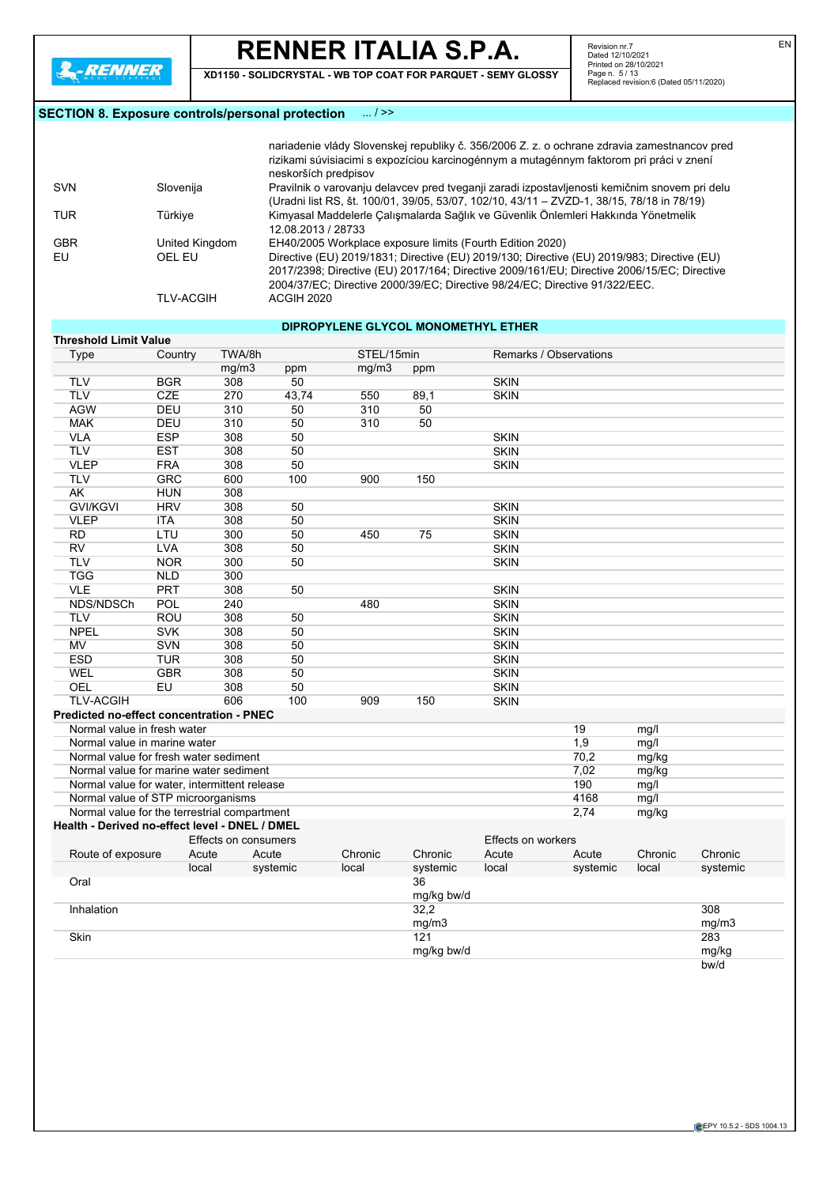## SECTION 8. Exposure controls/personal protection ... / >>

| | | |
|---|---|---|
| | | nariadenie vlády Slovenskej republiky č. 356/2006 Z. z. o ochrane zdravia zamestnancov pred rizikami súvisiacimi s expozíciou karcinogénnym a mutagénnym faktorom pri práci v znení neskorších predpisov |
| SVN | Slovenija | Pravilnik o varovanju delavcev pred tveganji zaradi izpostavljenosti kemičnim snovem pri delu (Uradni list RS, št. 100/01, 39/05, 53/07, 102/10, 43/11 – ZVZD-1, 38/15, 78/18 in 78/19) |
| TUR | Türkiye | Kimyasal Maddelerle Çalışmalarda Sağlık ve Güvenlik Önlemleri Hakkında Yönetmelik 12.08.2013 / 28733 |
| GBR | United Kingdom | EH40/2005 Workplace exposure limits (Fourth Edition 2020) |
| EU | OEL EU | Directive (EU) 2019/1831; Directive (EU) 2019/130; Directive (EU) 2019/983; Directive (EU) 2017/2398; Directive (EU) 2017/164; Directive 2009/161/EU; Directive 2006/15/EC; Directive 2004/37/EC; Directive 2000/39/EC; Directive 98/24/EC; Directive 91/322/EEC. |
| | TLV-ACGIH | ACGIH 2020 |

### DIPROPYLENE GLYCOL MONOMETHYL ETHER

**Threshold Limit Value**

| Type | Country | TWA/8h | | STEL/15min | | Remarks / Observations |
|---|---|---|---|---|---|---|
| | | mg/m3 | ppm | mg/m3 | ppm | |
| TLV | BGR | 308 | 50 | | | SKIN |
| TLV | CZE | 270 | 43,74 | 550 | 89,1 | SKIN |
| AGW | DEU | 310 | 50 | 310 | 50 | |
| MAK | DEU | 310 | 50 | 310 | 50 | |
| VLA | ESP | 308 | 50 | | | SKIN |
| TLV | EST | 308 | 50 | | | SKIN |
| VLEP | FRA | 308 | 50 | | | SKIN |
| TLV | GRC | 600 | 100 | 900 | 150 | |
| AK | HUN | 308 | | | | |
| GVI/KGVI | HRV | 308 | 50 | | | SKIN |
| VLEP | ITA | 308 | 50 | | | SKIN |
| RD | LTU | 300 | 50 | 450 | 75 | SKIN |
| RV | LVA | 308 | 50 | | | SKIN |
| TLV | NOR | 300 | 50 | | | SKIN |
| TGG | NLD | 300 | | | | |
| VLE | PRT | 308 | 50 | | | SKIN |
| NDS/NDSCh | POL | 240 | | 480 | | SKIN |
| TLV | ROU | 308 | 50 | | | SKIN |
| NPEL | SVK | 308 | 50 | | | SKIN |
| MV | SVN | 308 | 50 | | | SKIN |
| ESD | TUR | 308 | 50 | | | SKIN |
| WEL | GBR | 308 | 50 | | | SKIN |
| OEL | EU | 308 | 50 | | | SKIN |
| TLV-ACGIH | | 606 | 100 | 909 | 150 | SKIN |

**Predicted no-effect concentration - PNEC**

| | | |
|---|---|---|
| Normal value in fresh water | 19 | mg/l |
| Normal value in marine water | 1,9 | mg/l |
| Normal value for fresh water sediment | 70,2 | mg/kg |
| Normal value for marine water sediment | 7,02 | mg/kg |
| Normal value for water, intermittent release | 190 | mg/l |
| Normal value of STP microorganisms | 4168 | mg/l |
| Normal value for the terrestrial compartment | 2,74 | mg/kg |

**Health - Derived no-effect level - DNEL / DMEL**

| | Effects on consumers | | | | Effects on workers | | | |
|---|---|---|---|---|---|---|---|---|
| Route of exposure | Acute local | Acute systemic | Chronic local | Chronic systemic | Acute local | Acute systemic | Chronic local | Chronic systemic |
| Oral | | | | 36 mg/kg bw/d | | | | |
| Inhalation | | | | 32,2 mg/m3 | | | | 308 mg/m3 |
| Skin | | | | 121 mg/kg bw/d | | | | 283 mg/kg bw/d |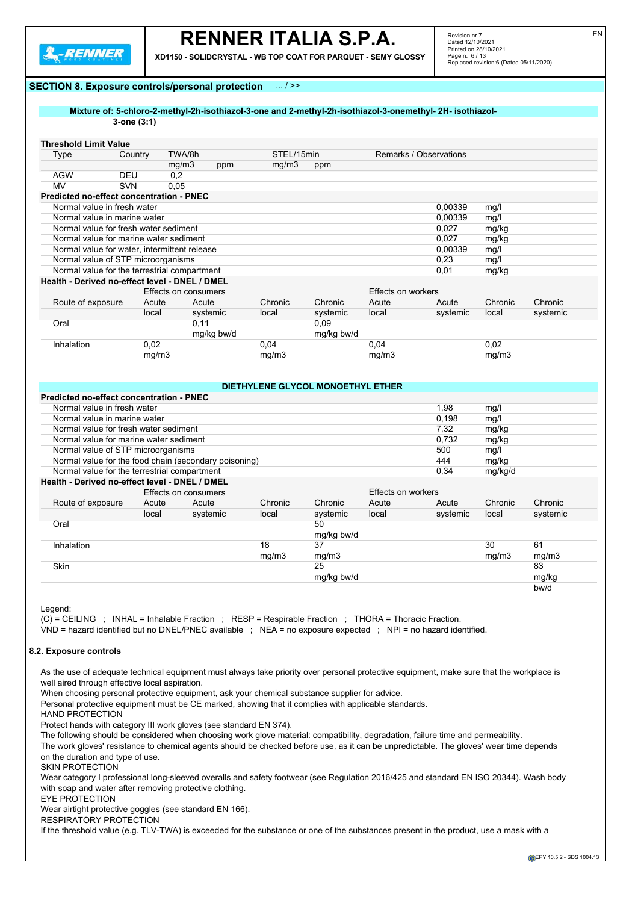## SECTION 8. Exposure controls/personal protection ... / >>

**Mixture of: 5-chloro-2-methyl-2h-isothiazol-3-one and 2-methyl-2h-isothiazol-3-onemethyl- 2H- isothiazol-3-one (3:1)**

**Threshold Limit Value**

| Type | Country | TWA/8h | | STEL/15min | | Remarks / Observations |
|---|---|---|---|---|---|---|
| | | mg/m3 | ppm | mg/m3 | ppm | |
| AGW | DEU | 0,2 | | | | |
| MV | SVN | 0,05 | | | | |

**Predicted no-effect concentration - PNEC**

| | | |
|---|---|---|
| Normal value in fresh water | 0,00339 | mg/l |
| Normal value in marine water | 0,00339 | mg/l |
| Normal value for fresh water sediment | 0,027 | mg/kg |
| Normal value for marine water sediment | 0,027 | mg/kg |
| Normal value for water, intermittent release | 0,00339 | mg/l |
| Normal value of STP microorganisms | 0,23 | mg/l |
| Normal value for the terrestrial compartment | 0,01 | mg/kg |

**Health - Derived no-effect level - DNEL / DMEL**

| | Effects on consumers | | | | Effects on workers | | | |
|---|---|---|---|---|---|---|---|---|
| Route of exposure | Acute local | Acute systemic | Chronic local | Chronic systemic | Acute local | Acute systemic | Chronic local | Chronic systemic |
| Oral | | 0,11 mg/kg bw/d | | 0,09 mg/kg bw/d | | | | |
| Inhalation | 0,02 mg/m3 | | 0,04 mg/m3 | | 0,04 mg/m3 | | 0,02 mg/m3 | |

**DIETHYLENE GLYCOL MONOETHYL ETHER**

**Predicted no-effect concentration - PNEC**

| | | |
|---|---|---|
| Normal value in fresh water | 1,98 | mg/l |
| Normal value in marine water | 0,198 | mg/l |
| Normal value for fresh water sediment | 7,32 | mg/kg |
| Normal value for marine water sediment | 0,732 | mg/kg |
| Normal value of STP microorganisms | 500 | mg/l |
| Normal value for the food chain (secondary poisoning) | 444 | mg/kg |
| Normal value for the terrestrial compartment | 0,34 | mg/kg/d |

**Health - Derived no-effect level - DNEL / DMEL**

| | Effects on consumers | | | | Effects on workers | | | |
|---|---|---|---|---|---|---|---|---|
| Route of exposure | Acute local | Acute systemic | Chronic local | Chronic systemic | Acute local | Acute systemic | Chronic local | Chronic systemic |
| Oral | | | | 50 mg/kg bw/d | | | | |
| Inhalation | | | 18 mg/m3 | 37 mg/m3 | | | 30 mg/m3 | 61 mg/m3 |
| Skin | | | | 25 mg/kg bw/d | | | | 83 mg/kg bw/d |

Legend:
(C) = CEILING ; INHAL = Inhalable Fraction ; RESP = Respirable Fraction ; THORA = Thoracic Fraction.
VND = hazard identified but no DNEL/PNEC available ; NEA = no exposure expected ; NPI = no hazard identified.

### 8.2. Exposure controls

As the use of adequate technical equipment must always take priority over personal protective equipment, make sure that the workplace is well aired through effective local aspiration.
When choosing personal protective equipment, ask your chemical substance supplier for advice.
Personal protective equipment must be CE marked, showing that it complies with applicable standards.
HAND PROTECTION
Protect hands with category III work gloves (see standard EN 374).
The following should be considered when choosing work glove material: compatibility, degradation, failure time and permeability.
The work gloves' resistance to chemical agents should be checked before use, as it can be unpredictable. The gloves' wear time depends on the duration and type of use.
SKIN PROTECTION
Wear category I professional long-sleeved overalls and safety footwear (see Regulation 2016/425 and standard EN ISO 20344). Wash body with soap and water after removing protective clothing.
EYE PROTECTION
Wear airtight protective goggles (see standard EN 166).
RESPIRATORY PROTECTION
If the threshold value (e.g. TLV-TWA) is exceeded for the substance or one of the substances present in the product, use a mask with a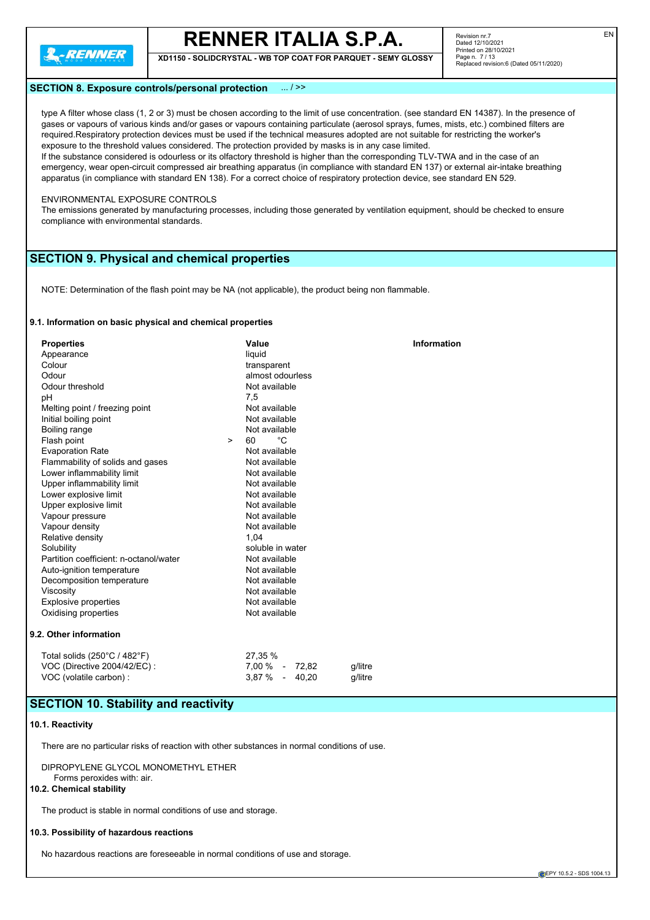## SECTION 8. Exposure controls/personal protection ... / >>

type A filter whose class (1, 2 or 3) must be chosen according to the limit of use concentration. (see standard EN 14387). In the presence of gases or vapours of various kinds and/or gases or vapours containing particulate (aerosol sprays, fumes, mists, etc.) combined filters are required.Respiratory protection devices must be used if the technical measures adopted are not suitable for restricting the worker's exposure to the threshold values considered. The protection provided by masks is in any case limited.
If the substance considered is odourless or its olfactory threshold is higher than the corresponding TLV-TWA and in the case of an emergency, wear open-circuit compressed air breathing apparatus (in compliance with standard EN 137) or external air-intake breathing apparatus (in compliance with standard EN 138). For a correct choice of respiratory protection device, see standard EN 529.

ENVIRONMENTAL EXPOSURE CONTROLS
The emissions generated by manufacturing processes, including those generated by ventilation equipment, should be checked to ensure compliance with environmental standards.

## SECTION 9. Physical and chemical properties

NOTE: Determination of the flash point may be NA (not applicable), the product being non flammable.

### 9.1. Information on basic physical and chemical properties

| Properties | Value | Information |
|---|---|---|
| Appearance | liquid | |
| Colour | transparent | |
| Odour | almost odourless | |
| Odour threshold | Not available | |
| pH | 7,5 | |
| Melting point / freezing point | Not available | |
| Initial boiling point | Not available | |
| Boiling range | Not available | |
| Flash point | > 60 °C | |
| Evaporation Rate | Not available | |
| Flammability of solids and gases | Not available | |
| Lower inflammability limit | Not available | |
| Upper inflammability limit | Not available | |
| Lower explosive limit | Not available | |
| Upper explosive limit | Not available | |
| Vapour pressure | Not available | |
| Vapour density | Not available | |
| Relative density | 1,04 | |
| Solubility | soluble in water | |
| Partition coefficient: n-octanol/water | Not available | |
| Auto-ignition temperature | Not available | |
| Decomposition temperature | Not available | |
| Viscosity | Not available | |
| Explosive properties | Not available | |
| Oxidising properties | Not available | |

### 9.2. Other information

| | | |
|---|---|---|
| Total solids (250°C / 482°F) | 27,35 % | |
| VOC (Directive 2004/42/EC) : | 7,00 % - 72,82 | g/litre |
| VOC (volatile carbon) : | 3,87 % - 40,20 | g/litre |

## SECTION 10. Stability and reactivity

### 10.1. Reactivity

There are no particular risks of reaction with other substances in normal conditions of use.

DIPROPYLENE GLYCOL MONOMETHYL ETHER
Forms peroxides with: air.

### 10.2. Chemical stability

The product is stable in normal conditions of use and storage.

### 10.3. Possibility of hazardous reactions

No hazardous reactions are foreseeable in normal conditions of use and storage.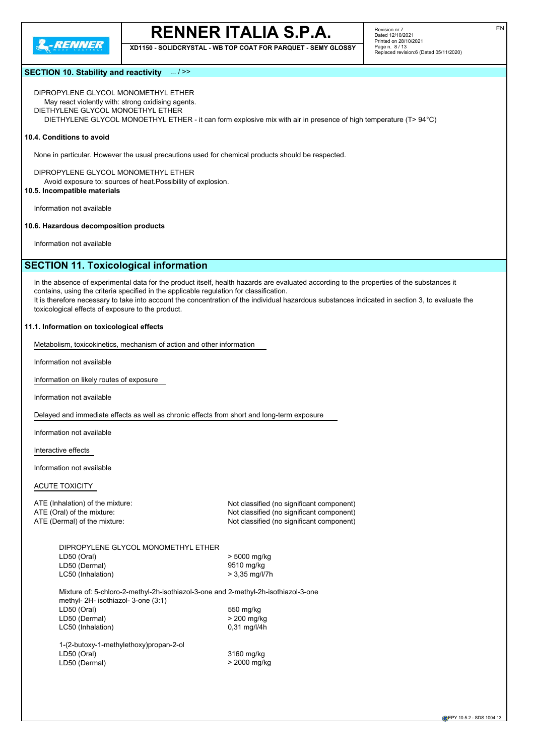## SECTION 10. Stability and reactivity ... / >>

DIPROPYLENE GLYCOL MONOMETHYL ETHER
May react violently with: strong oxidising agents.
DIETHYLENE GLYCOL MONOETHYL ETHER
DIETHYLENE GLYCOL MONOETHYL ETHER - it can form explosive mix with air in presence of high temperature (T> 94°C)

### 10.4. Conditions to avoid

None in particular. However the usual precautions used for chemical products should be respected.

DIPROPYLENE GLYCOL MONOMETHYL ETHER
Avoid exposure to: sources of heat.Possibility of explosion.

### 10.5. Incompatible materials

Information not available

### 10.6. Hazardous decomposition products

Information not available

## SECTION 11. Toxicological information

In the absence of experimental data for the product itself, health hazards are evaluated according to the properties of the substances it contains, using the criteria specified in the applicable regulation for classification.
It is therefore necessary to take into account the concentration of the individual hazardous substances indicated in section 3, to evaluate the toxicological effects of exposure to the product.

### 11.1. Information on toxicological effects

Metabolism, toxicokinetics, mechanism of action and other information

Information not available

Information on likely routes of exposure

Information not available

Delayed and immediate effects as well as chronic effects from short and long-term exposure

Information not available

Interactive effects

Information not available

ACUTE TOXICITY

ATE (Inhalation) of the mixture: Not classified (no significant component)
ATE (Oral) of the mixture: Not classified (no significant component)
ATE (Dermal) of the mixture: Not classified (no significant component)

DIPROPYLENE GLYCOL MONOMETHYL ETHER
LD50 (Oral) > 5000 mg/kg
LD50 (Dermal) 9510 mg/kg
LC50 (Inhalation) > 3,35 mg/l/7h

Mixture of: 5-chloro-2-methyl-2h-isothiazol-3-one and 2-methyl-2h-isothiazol-3-one methyl- 2H- isothiazol- 3-one (3:1)
LD50 (Oral) 550 mg/kg
LD50 (Dermal) > 200 mg/kg
LC50 (Inhalation) 0,31 mg/l/4h

1-(2-butoxy-1-methylethoxy)propan-2-ol
LD50 (Oral) 3160 mg/kg
LD50 (Dermal) > 2000 mg/kg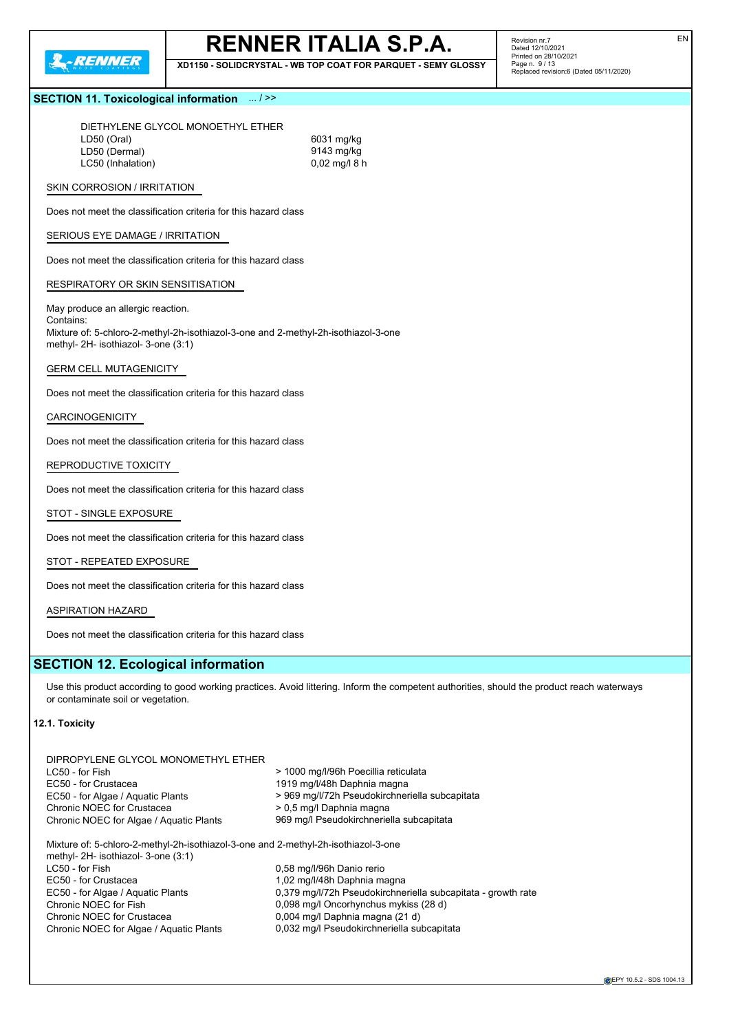## SECTION 11. Toxicological information ... / >>

DIETHYLENE GLYCOL MONOETHYL ETHER

| | |
|---|---|
| LD50 (Oral) | 6031 mg/kg |
| LD50 (Dermal) | 9143 mg/kg |
| LC50 (Inhalation) | 0,02 mg/l 8 h |

SKIN CORROSION / IRRITATION

Does not meet the classification criteria for this hazard class

SERIOUS EYE DAMAGE / IRRITATION

Does not meet the classification criteria for this hazard class

RESPIRATORY OR SKIN SENSITISATION

May produce an allergic reaction.
Contains:
Mixture of: 5-chloro-2-methyl-2h-isothiazol-3-one and 2-methyl-2h-isothiazol-3-one methyl- 2H- isothiazol- 3-one (3:1)

GERM CELL MUTAGENICITY

Does not meet the classification criteria for this hazard class

CARCINOGENICITY

Does not meet the classification criteria for this hazard class

REPRODUCTIVE TOXICITY

Does not meet the classification criteria for this hazard class

STOT - SINGLE EXPOSURE

Does not meet the classification criteria for this hazard class

STOT - REPEATED EXPOSURE

Does not meet the classification criteria for this hazard class

ASPIRATION HAZARD

Does not meet the classification criteria for this hazard class

## SECTION 12. Ecological information

Use this product according to good working practices. Avoid littering. Inform the competent authorities, should the product reach waterways or contaminate soil or vegetation.

### 12.1. Toxicity

DIPROPYLENE GLYCOL MONOMETHYL ETHER

| | |
|---|---|
| LC50 - for Fish | > 1000 mg/l/96h Poecillia reticulata |
| EC50 - for Crustacea | 1919 mg/l/48h Daphnia magna |
| EC50 - for Algae / Aquatic Plants | > 969 mg/l/72h Pseudokirchneriella subcapitata |
| Chronic NOEC for Crustacea | > 0,5 mg/l Daphnia magna |
| Chronic NOEC for Algae / Aquatic Plants | 969 mg/l Pseudokirchneriella subcapitata |

Mixture of: 5-chloro-2-methyl-2h-isothiazol-3-one and 2-methyl-2h-isothiazol-3-one methyl- 2H- isothiazol- 3-one (3:1)

| | |
|---|---|
| LC50 - for Fish | 0,58 mg/l/96h Danio rerio |
| EC50 - for Crustacea | 1,02 mg/l/48h Daphnia magna |
| EC50 - for Algae / Aquatic Plants | 0,379 mg/l/72h Pseudokirchneriella subcapitata - growth rate |
| Chronic NOEC for Fish | 0,098 mg/l Oncorhynchus mykiss (28 d) |
| Chronic NOEC for Crustacea | 0,004 mg/l Daphnia magna (21 d) |
| Chronic NOEC for Algae / Aquatic Plants | 0,032 mg/l Pseudokirchneriella subcapitata |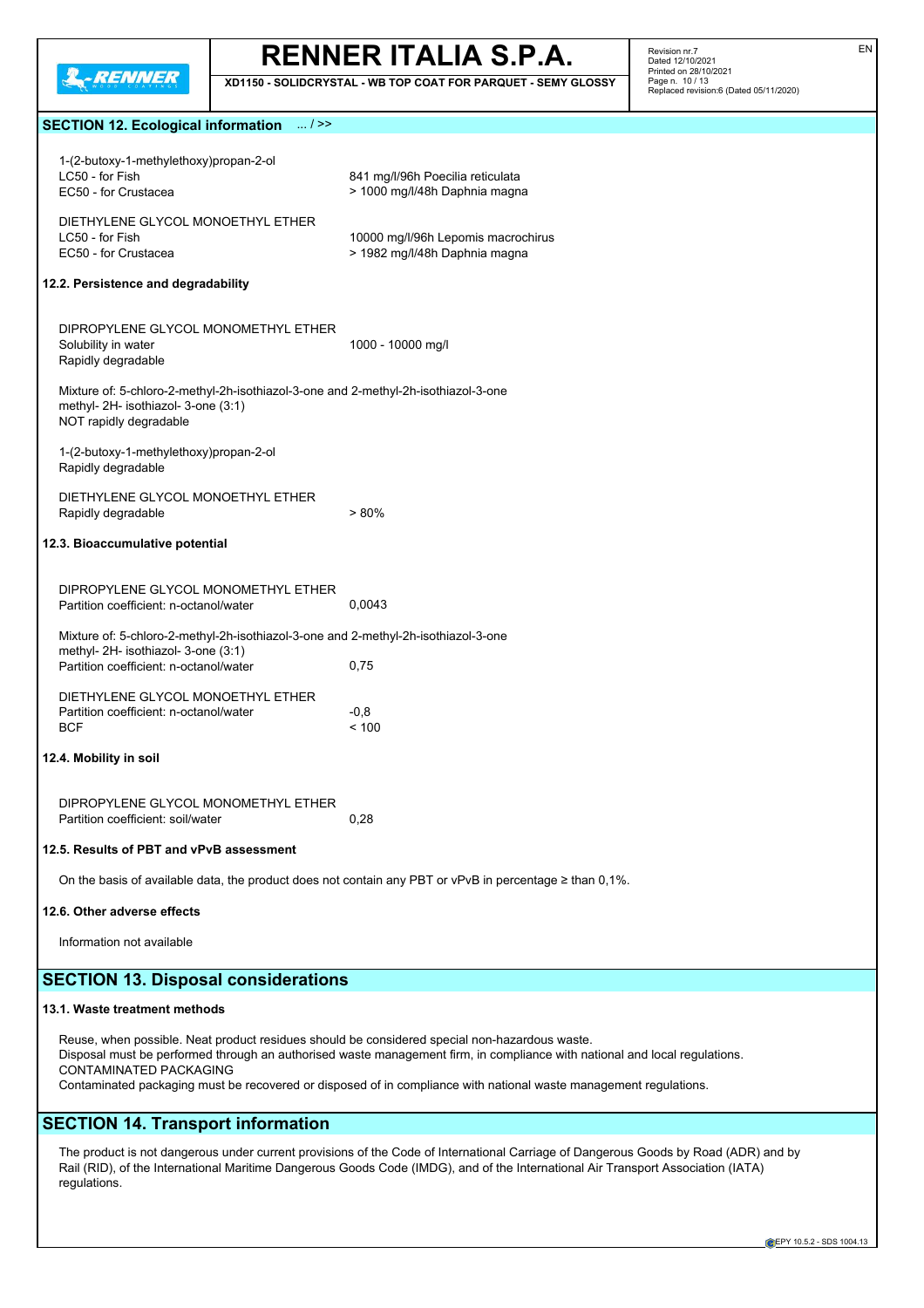## SECTION 12. Ecological information ... / >>

1-(2-butoxy-1-methylethoxy)propan-2-ol

| | |
|---|---|
| LC50 - for Fish | 841 mg/l/96h Poecilia reticulata |
| EC50 - for Crustacea | > 1000 mg/l/48h Daphnia magna |

DIETHYLENE GLYCOL MONOETHYL ETHER

| | |
|---|---|
| LC50 - for Fish | 10000 mg/l/96h Lepomis macrochirus |
| EC50 - for Crustacea | > 1982 mg/l/48h Daphnia magna |

### 12.2. Persistence and degradability

DIPROPYLENE GLYCOL MONOMETHYL ETHER

| | |
|---|---|
| Solubility in water | 1000 - 10000 mg/l |
| Rapidly degradable | |

Mixture of: 5-chloro-2-methyl-2h-isothiazol-3-one and 2-methyl-2h-isothiazol-3-one methyl- 2H- isothiazol- 3-one (3:1)
NOT rapidly degradable

1-(2-butoxy-1-methylethoxy)propan-2-ol
Rapidly degradable

DIETHYLENE GLYCOL MONOETHYL ETHER

| | |
|---|---|
| Rapidly degradable | > 80% |

### 12.3. Bioaccumulative potential

DIPROPYLENE GLYCOL MONOMETHYL ETHER

| | |
|---|---|
| Partition coefficient: n-octanol/water | 0,0043 |

Mixture of: 5-chloro-2-methyl-2h-isothiazol-3-one and 2-methyl-2h-isothiazol-3-one methyl- 2H- isothiazol- 3-one (3:1)

| | |
|---|---|
| Partition coefficient: n-octanol/water | 0,75 |

DIETHYLENE GLYCOL MONOETHYL ETHER

| | |
|---|---|
| Partition coefficient: n-octanol/water | -0,8 |
| BCF | < 100 |

### 12.4. Mobility in soil

DIPROPYLENE GLYCOL MONOMETHYL ETHER

| | |
|---|---|
| Partition coefficient: soil/water | 0,28 |

### 12.5. Results of PBT and vPvB assessment

On the basis of available data, the product does not contain any PBT or vPvB in percentage ≥ than 0,1%.

### 12.6. Other adverse effects

Information not available

## SECTION 13. Disposal considerations

### 13.1. Waste treatment methods

Reuse, when possible. Neat product residues should be considered special non-hazardous waste.
Disposal must be performed through an authorised waste management firm, in compliance with national and local regulations.
CONTAMINATED PACKAGING
Contaminated packaging must be recovered or disposed of in compliance with national waste management regulations.

## SECTION 14. Transport information

The product is not dangerous under current provisions of the Code of International Carriage of Dangerous Goods by Road (ADR) and by Rail (RID), of the International Maritime Dangerous Goods Code (IMDG), and of the International Air Transport Association (IATA) regulations.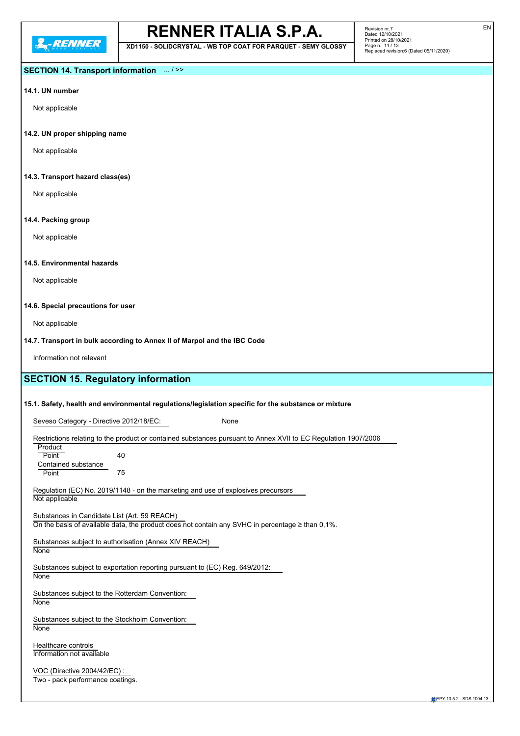## SECTION 14. Transport information ... / >>

**14.1. UN number**

Not applicable

**14.2. UN proper shipping name**

Not applicable

**14.3. Transport hazard class(es)**

Not applicable

**14.4. Packing group**

Not applicable

**14.5. Environmental hazards**

Not applicable

**14.6. Special precautions for user**

Not applicable

**14.7. Transport in bulk according to Annex II of Marpol and the IBC Code**

Information not relevant

## SECTION 15. Regulatory information

**15.1. Safety, health and environmental regulations/legislation specific for the substance or mixture**

Seveso Category - Directive 2012/18/EC: None

Restrictions relating to the product or contained substances pursuant to Annex XVII to EC Regulation 1907/2006

Product
Point 40

Contained substance
Point 75

Regulation (EC) No. 2019/1148 - on the marketing and use of explosives precursors
Not applicable

Substances in Candidate List (Art. 59 REACH)
On the basis of available data, the product does not contain any SVHC in percentage ≥ than 0,1%.

Substances subject to authorisation (Annex XIV REACH)
None

Substances subject to exportation reporting pursuant to (EC) Reg. 649/2012:
None

Substances subject to the Rotterdam Convention:
None

Substances subject to the Stockholm Convention:
None

Healthcare controls
Information not available

VOC (Directive 2004/42/EC) :
Two - pack performance coatings.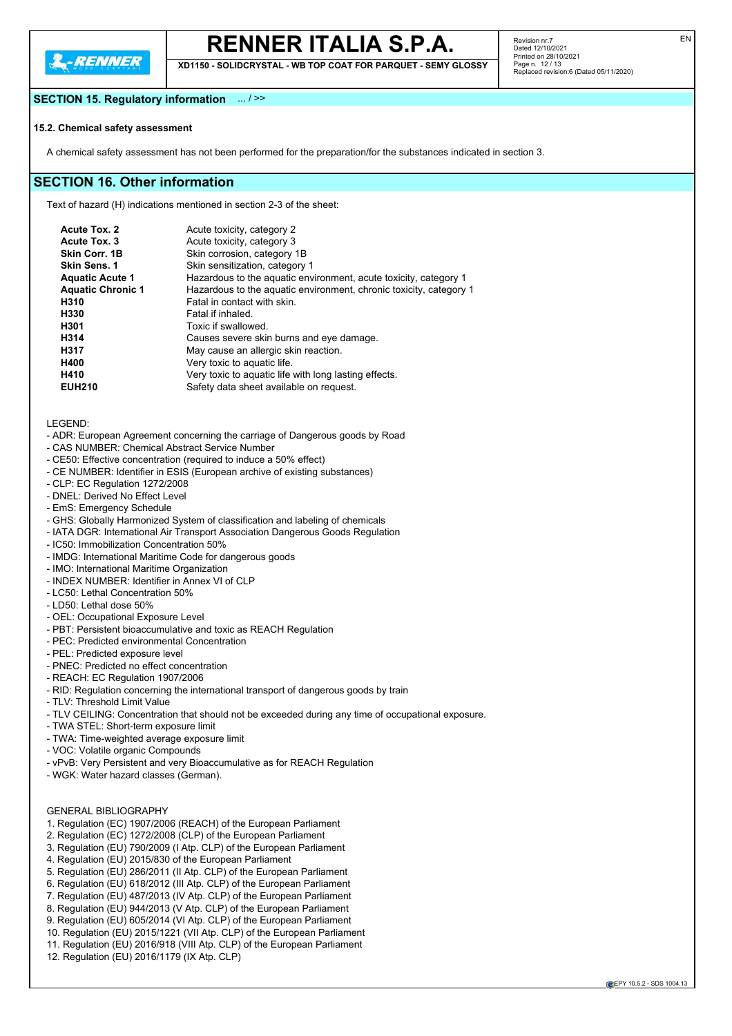## SECTION 15. Regulatory information ... / >>

### 15.2. Chemical safety assessment

A chemical safety assessment has not been performed for the preparation/for the substances indicated in section 3.

## SECTION 16. Other information

Text of hazard (H) indications mentioned in section 2-3 of the sheet:

| | |
|---|---|
| **Acute Tox. 2** | Acute toxicity, category 2 |
| **Acute Tox. 3** | Acute toxicity, category 3 |
| **Skin Corr. 1B** | Skin corrosion, category 1B |
| **Skin Sens. 1** | Skin sensitization, category 1 |
| **Aquatic Acute 1** | Hazardous to the aquatic environment, acute toxicity, category 1 |
| **Aquatic Chronic 1** | Hazardous to the aquatic environment, chronic toxicity, category 1 |
| **H310** | Fatal in contact with skin. |
| **H330** | Fatal if inhaled. |
| **H301** | Toxic if swallowed. |
| **H314** | Causes severe skin burns and eye damage. |
| **H317** | May cause an allergic skin reaction. |
| **H400** | Very toxic to aquatic life. |
| **H410** | Very toxic to aquatic life with long lasting effects. |
| **EUH210** | Safety data sheet available on request. |

LEGEND:

- ADR: European Agreement concerning the carriage of Dangerous goods by Road
- CAS NUMBER: Chemical Abstract Service Number
- CE50: Effective concentration (required to induce a 50% effect)
- CE NUMBER: Identifier in ESIS (European archive of existing substances)
- CLP: EC Regulation 1272/2008
- DNEL: Derived No Effect Level
- EmS: Emergency Schedule
- GHS: Globally Harmonized System of classification and labeling of chemicals
- IATA DGR: International Air Transport Association Dangerous Goods Regulation
- IC50: Immobilization Concentration 50%
- IMDG: International Maritime Code for dangerous goods
- IMO: International Maritime Organization
- INDEX NUMBER: Identifier in Annex VI of CLP
- LC50: Lethal Concentration 50%
- LD50: Lethal dose 50%
- OEL: Occupational Exposure Level
- PBT: Persistent bioaccumulative and toxic as REACH Regulation
- PEC: Predicted environmental Concentration
- PEL: Predicted exposure level
- PNEC: Predicted no effect concentration
- REACH: EC Regulation 1907/2006
- RID: Regulation concerning the international transport of dangerous goods by train
- TLV: Threshold Limit Value
- TLV CEILING: Concentration that should not be exceeded during any time of occupational exposure.
- TWA STEL: Short-term exposure limit
- TWA: Time-weighted average exposure limit
- VOC: Volatile organic Compounds
- vPvB: Very Persistent and very Bioaccumulative as for REACH Regulation
- WGK: Water hazard classes (German).

GENERAL BIBLIOGRAPHY

1. Regulation (EC) 1907/2006 (REACH) of the European Parliament
2. Regulation (EC) 1272/2008 (CLP) of the European Parliament
3. Regulation (EU) 790/2009 (I Atp. CLP) of the European Parliament
4. Regulation (EU) 2015/830 of the European Parliament
5. Regulation (EU) 286/2011 (II Atp. CLP) of the European Parliament
6. Regulation (EU) 618/2012 (III Atp. CLP) of the European Parliament
7. Regulation (EU) 487/2013 (IV Atp. CLP) of the European Parliament
8. Regulation (EU) 944/2013 (V Atp. CLP) of the European Parliament
9. Regulation (EU) 605/2014 (VI Atp. CLP) of the European Parliament
10. Regulation (EU) 2015/1221 (VII Atp. CLP) of the European Parliament
11. Regulation (EU) 2016/918 (VIII Atp. CLP) of the European Parliament
12. Regulation (EU) 2016/1179 (IX Atp. CLP)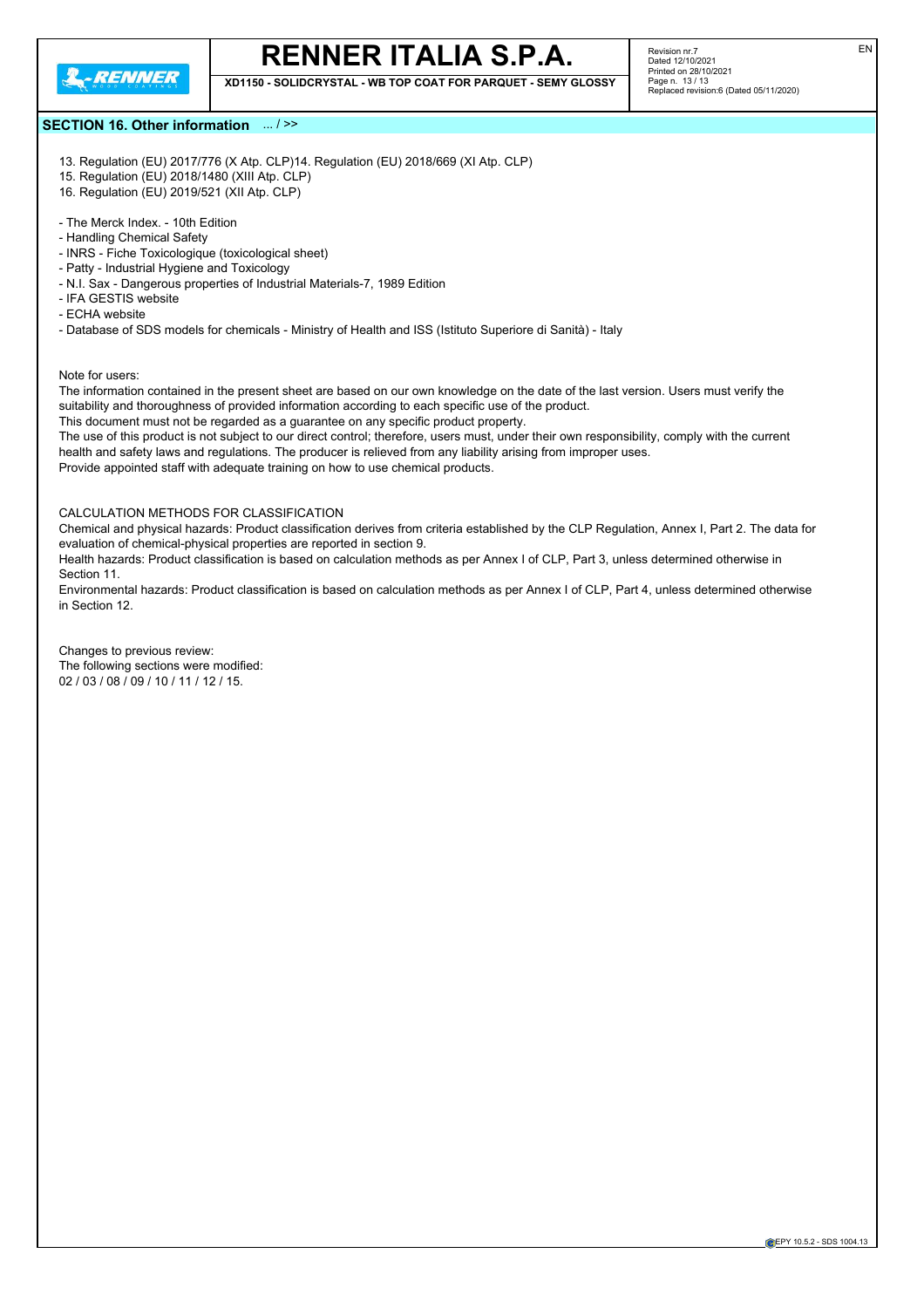## SECTION 16. Other information ... / >>

13. Regulation (EU) 2017/776 (X Atp. CLP)14. Regulation (EU) 2018/669 (XI Atp. CLP)
15. Regulation (EU) 2018/1480 (XIII Atp. CLP)
16. Regulation (EU) 2019/521 (XII Atp. CLP)

- The Merck Index. - 10th Edition
- Handling Chemical Safety
- INRS - Fiche Toxicologique (toxicological sheet)
- Patty - Industrial Hygiene and Toxicology
- N.I. Sax - Dangerous properties of Industrial Materials-7, 1989 Edition
- IFA GESTIS website
- ECHA website
- Database of SDS models for chemicals - Ministry of Health and ISS (Istituto Superiore di Sanità) - Italy

Note for users:
The information contained in the present sheet are based on our own knowledge on the date of the last version. Users must verify the suitability and thoroughness of provided information according to each specific use of the product.
This document must not be regarded as a guarantee on any specific product property.
The use of this product is not subject to our direct control; therefore, users must, under their own responsibility, comply with the current health and safety laws and regulations. The producer is relieved from any liability arising from improper uses.
Provide appointed staff with adequate training on how to use chemical products.

CALCULATION METHODS FOR CLASSIFICATION
Chemical and physical hazards: Product classification derives from criteria established by the CLP Regulation, Annex I, Part 2. The data for evaluation of chemical-physical properties are reported in section 9.
Health hazards: Product classification is based on calculation methods as per Annex I of CLP, Part 3, unless determined otherwise in Section 11.
Environmental hazards: Product classification is based on calculation methods as per Annex I of CLP, Part 4, unless determined otherwise in Section 12.

Changes to previous review:
The following sections were modified:
02 / 03 / 08 / 09 / 10 / 11 / 12 / 15.